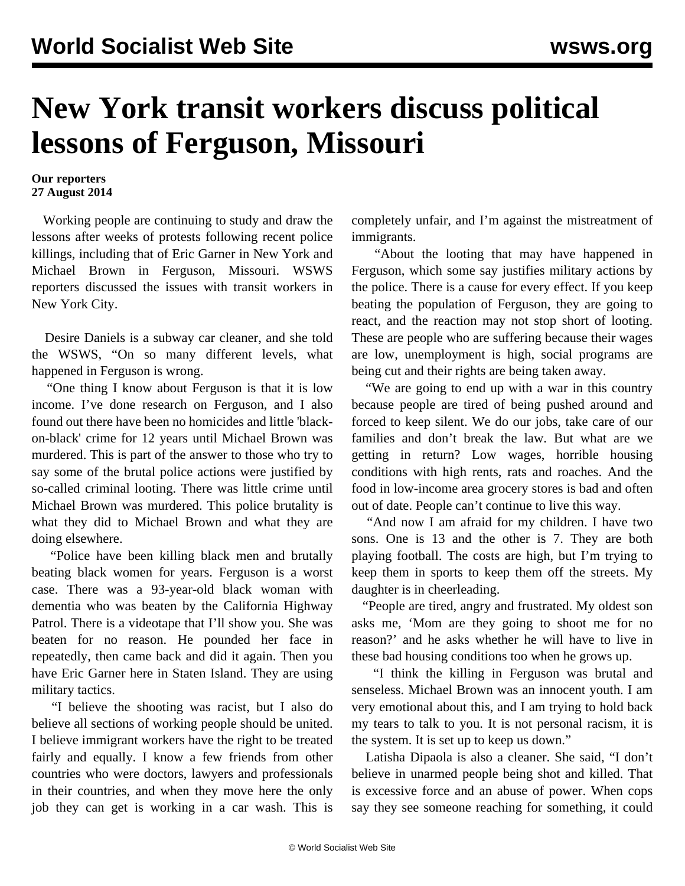# New York transit workers discuss political lessons of Ferguson, Missouri

**Our reporters**
**27 August 2014**

Working people are continuing to study and draw the lessons after weeks of protests following recent police killings, including that of Eric Garner in New York and Michael Brown in Ferguson, Missouri. WSWS reporters discussed the issues with transit workers in New York City.

Desire Daniels is a subway car cleaner, and she told the WSWS, "On so many different levels, what happened in Ferguson is wrong.

"One thing I know about Ferguson is that it is low income. I've done research on Ferguson, and I also found out there have been no homicides and little 'black-on-black' crime for 12 years until Michael Brown was murdered. This is part of the answer to those who try to say some of the brutal police actions were justified by so-called criminal looting. There was little crime until Michael Brown was murdered. This police brutality is what they did to Michael Brown and what they are doing elsewhere.

"Police have been killing black men and brutally beating black women for years. Ferguson is a worst case. There was a 93-year-old black woman with dementia who was beaten by the California Highway Patrol. There is a videotape that I'll show you. She was beaten for no reason. He pounded her face in repeatedly, then came back and did it again. Then you have Eric Garner here in Staten Island. They are using military tactics.

"I believe the shooting was racist, but I also do believe all sections of working people should be united. I believe immigrant workers have the right to be treated fairly and equally. I know a few friends from other countries who were doctors, lawyers and professionals in their countries, and when they move here the only job they can get is working in a car wash. This is completely unfair, and I'm against the mistreatment of immigrants.

"About the looting that may have happened in Ferguson, which some say justifies military actions by the police. There is a cause for every effect. If you keep beating the population of Ferguson, they are going to react, and the reaction may not stop short of looting. These are people who are suffering because their wages are low, unemployment is high, social programs are being cut and their rights are being taken away.

"We are going to end up with a war in this country because people are tired of being pushed around and forced to keep silent. We do our jobs, take care of our families and don't break the law. But what are we getting in return? Low wages, horrible housing conditions with high rents, rats and roaches. And the food in low-income area grocery stores is bad and often out of date. People can't continue to live this way.

"And now I am afraid for my children. I have two sons. One is 13 and the other is 7. They are both playing football. The costs are high, but I'm trying to keep them in sports to keep them off the streets. My daughter is in cheerleading.

"People are tired, angry and frustrated. My oldest son asks me, 'Mom are they going to shoot me for no reason?' and he asks whether he will have to live in these bad housing conditions too when he grows up.

"I think the killing in Ferguson was brutal and senseless. Michael Brown was an innocent youth. I am very emotional about this, and I am trying to hold back my tears to talk to you. It is not personal racism, it is the system. It is set up to keep us down."

Latisha Dipaola is also a cleaner. She said, "I don't believe in unarmed people being shot and killed. That is excessive force and an abuse of power. When cops say they see someone reaching for something, it could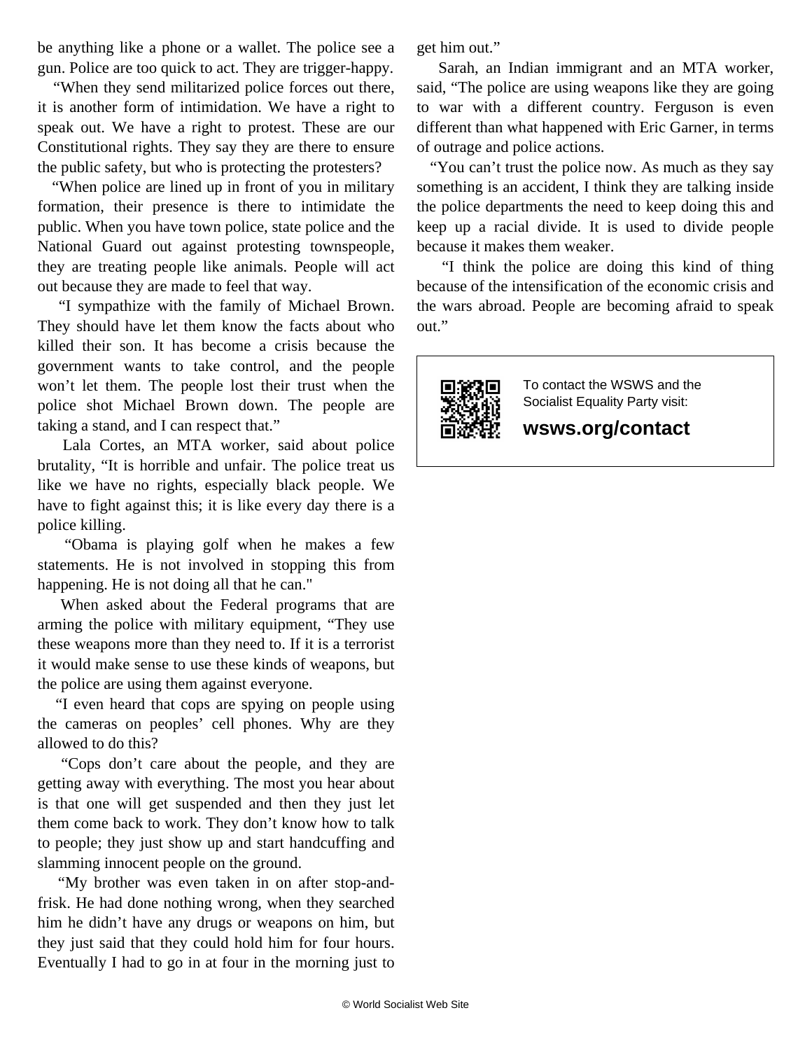be anything like a phone or a wallet. The police see a gun. Police are too quick to act. They are trigger-happy.

"When they send militarized police forces out there, it is another form of intimidation. We have a right to speak out. We have a right to protest. These are our Constitutional rights. They say they are there to ensure the public safety, but who is protecting the protesters?

"When police are lined up in front of you in military formation, their presence is there to intimidate the public. When you have town police, state police and the National Guard out against protesting townspeople, they are treating people like animals. People will act out because they are made to feel that way.

"I sympathize with the family of Michael Brown. They should have let them know the facts about who killed their son. It has become a crisis because the government wants to take control, and the people won't let them. The people lost their trust when the police shot Michael Brown down. The people are taking a stand, and I can respect that."

Lala Cortes, an MTA worker, said about police brutality, "It is horrible and unfair. The police treat us like we have no rights, especially black people. We have to fight against this; it is like every day there is a police killing.

"Obama is playing golf when he makes a few statements. He is not involved in stopping this from happening. He is not doing all that he can."

When asked about the Federal programs that are arming the police with military equipment, "They use these weapons more than they need to. If it is a terrorist it would make sense to use these kinds of weapons, but the police are using them against everyone.

"I even heard that cops are spying on people using the cameras on peoples' cell phones. Why are they allowed to do this?

"Cops don't care about the people, and they are getting away with everything. The most you hear about is that one will get suspended and then they just let them come back to work. They don't know how to talk to people; they just show up and start handcuffing and slamming innocent people on the ground.

"My brother was even taken in on after stop-and-frisk. He had done nothing wrong, when they searched him he didn't have any drugs or weapons on him, but they just said that they could hold him for four hours. Eventually I had to go in at four in the morning just to get him out."

Sarah, an Indian immigrant and an MTA worker, said, "The police are using weapons like they are going to war with a different country. Ferguson is even different than what happened with Eric Garner, in terms of outrage and police actions.

"You can't trust the police now. As much as they say something is an accident, I think they are talking inside the police departments the need to keep doing this and keep up a racial divide. It is used to divide people because it makes them weaker.

"I think the police are doing this kind of thing because of the intensification of the economic crisis and the wars abroad. People are becoming afraid to speak out."

To contact the WSWS and the Socialist Equality Party visit:

**wsws.org/contact**